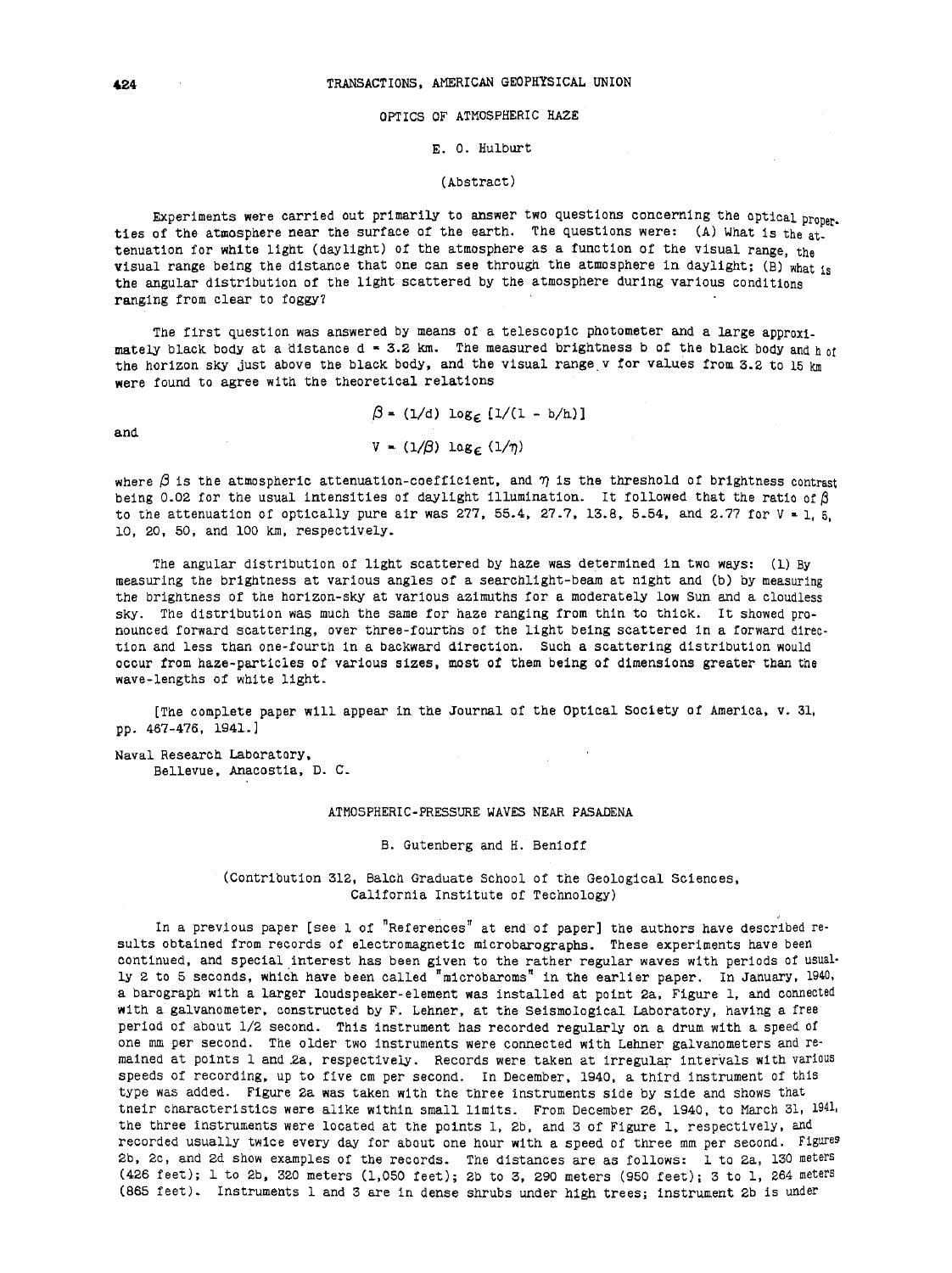## OPTICS OF ATMOSPHERIC HAZE

E. O. Hulburt

(Abstract)

Experiments were carried out primarily to answer two questions concerning the optical properties of the atmosphere near the surface of the earth. The questions were: (A) What is the attenuation for white light (daylight) of the atmosphere as a function of the visual range, the visual range being the distance that one can see through the atmosphere in daylight; (B) what is the angular distribution of the light scattered by the atmosphere during various conditions ranging from clear to foggy?

The first question was answered by means of a telescopic photometer and a large approximately black body at a distance $d = 3.2$ km. The measured brightness b of the black body and h of the horizon sky just above the black body, and the visual range v for values from 3.2 to 15 km were found to agree with the theoretical relations

$$\beta = (1/d) \log_{\epsilon} [1/(1 - b/h)]$$

and

$$V = (1/\beta) \log_{\epsilon} (1/\eta)$$

where $\beta$ is the atmospheric attenuation-coefficient, and $\eta$ is the threshold of brightness contrast being 0.02 for the usual intensities of daylight illumination. It followed that the ratio of $\beta$ to the attenuation of optically pure air was 277, 55.4, 27.7, 13.8, 5.54, and 2.77 for $V = 1$, 5, 10, 20, 50, and 100 km, respectively.

The angular distribution of light scattered by haze was determined in two ways: (1) By measuring the brightness at various angles of a searchlight-beam at night and (b) by measuring the brightness of the horizon-sky at various azimuths for a moderately low Sun and a cloudless sky. The distribution was much the same for haze ranging from thin to thick. It showed pronounced forward scattering, over three-fourths of the light being scattered in a forward direction and less than one-fourth in a backward direction. Such a scattering distribution would occur from haze-particles of various sizes, most of them being of dimensions greater than the wave-lengths of white light.

[The complete paper will appear in the Journal of the Optical Society of America, v. 31, pp. 467-476, 1941.]

Naval Research Laboratory,
Bellevue, Anacostia, D. C.

## ATMOSPHERIC-PRESSURE WAVES NEAR PASADENA

B. Gutenberg and H. Benioff

(Contribution 312, Balch Graduate School of the Geological Sciences, California Institute of Technology)

In a previous paper [see 1 of "References" at end of paper] the authors have described results obtained from records of electromagnetic microbarographs. These experiments have been continued, and special interest has been given to the rather regular waves with periods of usually 2 to 5 seconds, which have been called "microbaroms" in the earlier paper. In January, 1940, a barograph with a larger loudspeaker-element was installed at point 2a, Figure 1, and connected with a galvanometer, constructed by F. Lehner, at the Seismological Laboratory, having a free period of about 1/2 second. This instrument has recorded regularly on a drum with a speed of one mm per second. The older two instruments were connected with Lehner galvanometers and remained at points 1 and 2a, respectively. Records were taken at irregular intervals with various speeds of recording, up to five cm per second. In December, 1940, a third instrument of this type was added. Figure 2a was taken with the three instruments side by side and shows that their characteristics were alike within small limits. From December 26, 1940, to March 31, 1941, the three instruments were located at the points 1, 2b, and 3 of Figure 1, respectively, and recorded usually twice every day for about one hour with a speed of three mm per second. Figures 2b, 2c, and 2d show examples of the records. The distances are as follows: 1 to 2a, 130 meters (426 feet); 1 to 2b, 320 meters (1,050 feet); 2b to 3, 290 meters (950 feet); 3 to 1, 264 meters (865 feet). Instruments 1 and 3 are in dense shrubs under high trees; instrument 2b is under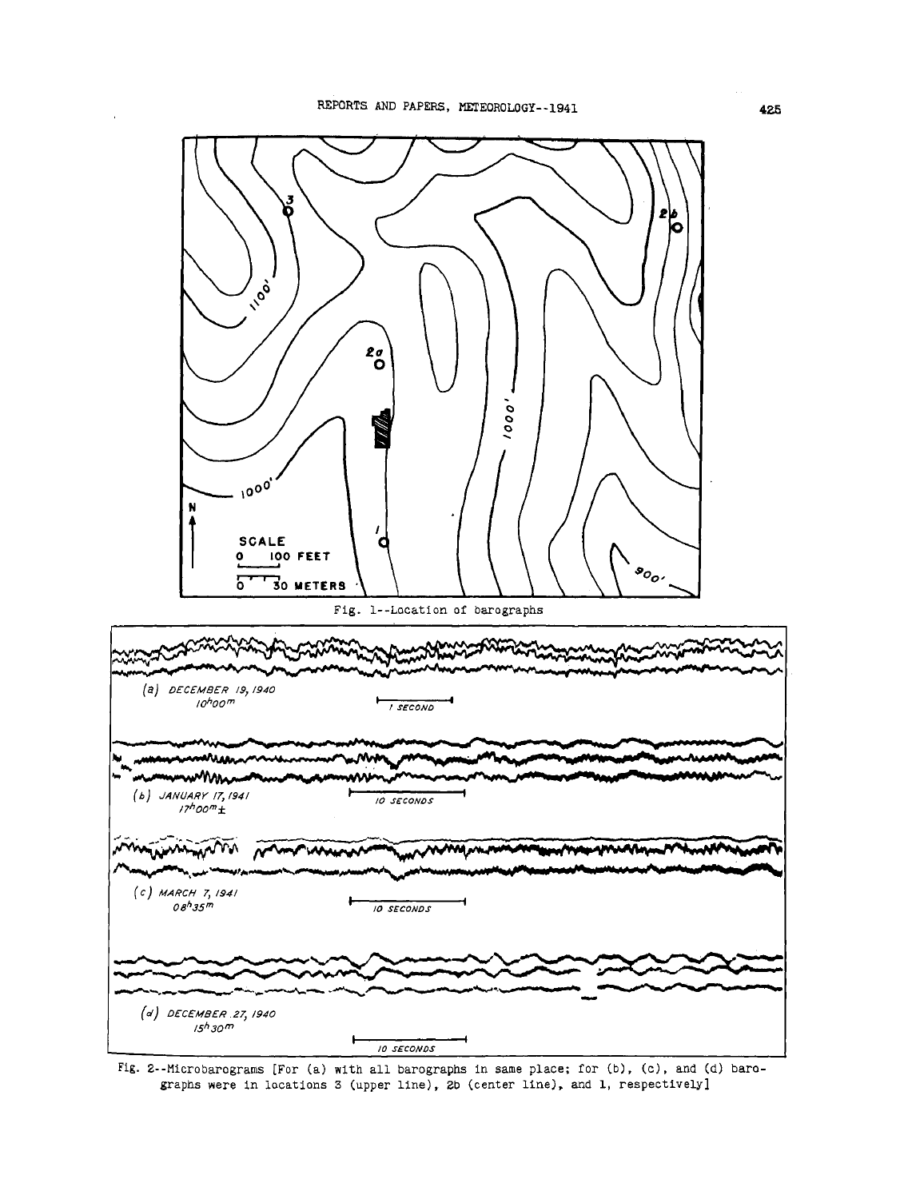Fig. 1--Location of barographs

Fig. 2--Microbarograms [For (a) with all barographs in same place; for (b), (c), and (d) barographs were in locations 3 (upper line), 2b (center line), and 1, respectively]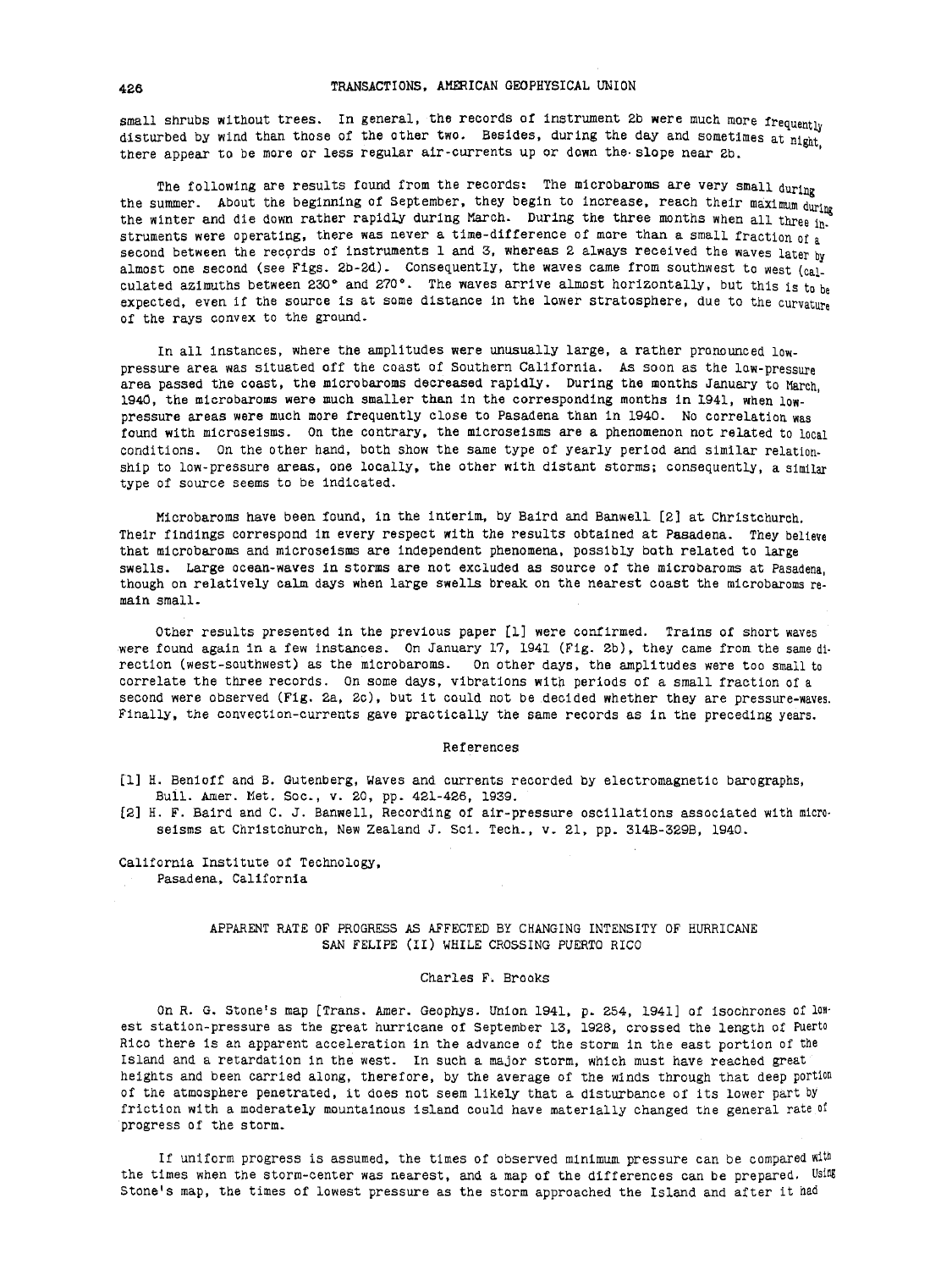small shrubs without trees. In general, the records of instrument 2b were much more frequently disturbed by wind than those of the other two. Besides, during the day and sometimes at night, there appear to be more or less regular air-currents up or down the slope near 2b.

The following are results found from the records: The microbaroms are very small during the summer. About the beginning of September, they begin to increase, reach their maximum during the winter and die down rather rapidly during March. During the three months when all three instruments were operating, there was never a time-difference of more than a small fraction of a second between the records of instruments 1 and 3, whereas 2 always received the waves later by almost one second (see Figs. 2b-2d). Consequently, the waves came from southwest to west (calculated azimuths between 230° and 270°. The waves arrive almost horizontally, but this is to be expected, even if the source is at some distance in the lower stratosphere, due to the curvature of the rays convex to the ground.

In all instances, where the amplitudes were unusually large, a rather pronounced low-pressure area was situated off the coast of Southern California. As soon as the low-pressure area passed the coast, the microbaroms decreased rapidly. During the months January to March, 1940, the microbaroms were much smaller than in the corresponding months in 1941, when low-pressure areas were much more frequently close to Pasadena than in 1940. No correlation was found with microseisms. On the contrary, the microseisms are a phenomenon not related to local conditions. On the other hand, both show the same type of yearly period and similar relationship to low-pressure areas, one locally, the other with distant storms; consequently, a similar type of source seems to be indicated.

Microbaroms have been found, in the interim, by Baird and Banwell [2] at Christchurch. Their findings correspond in every respect with the results obtained at Pasadena. They believe that microbaroms and microseisms are independent phenomena, possibly both related to large swells. Large ocean-waves in storms are not excluded as source of the microbaroms at Pasadena, though on relatively calm days when large swells break on the nearest coast the microbaroms remain small.

Other results presented in the previous paper [1] were confirmed. Trains of short waves were found again in a few instances. On January 17, 1941 (Fig. 2b), they came from the same direction (west-southwest) as the microbaroms. On other days, the amplitudes were too small to correlate the three records. On some days, vibrations with periods of a small fraction of a second were observed (Fig. 2a, 2c), but it could not be decided whether they are pressure-waves. Finally, the convection-currents gave practically the same records as in the preceding years.

## References

[1] H. Benioff and B. Gutenberg, Waves and currents recorded by electromagnetic barographs, Bull. Amer. Met. Soc., v. 20, pp. 421-426, 1939.

[2] H. F. Baird and C. J. Banwell, Recording of air-pressure oscillations associated with microseisms at Christchurch, New Zealand J. Sci. Tech., v. 21, pp. 314B-329B, 1940.

California Institute of Technology,
Pasadena, California

# APPARENT RATE OF PROGRESS AS AFFECTED BY CHANGING INTENSITY OF HURRICANE SAN FELIPE (II) WHILE CROSSING PUERTO RICO

Charles F. Brooks

On R. G. Stone's map [Trans. Amer. Geophys. Union 1941, p. 254, 1941] of isochrones of lowest station-pressure as the great hurricane of September 13, 1928, crossed the length of Puerto Rico there is an apparent acceleration in the advance of the storm in the east portion of the Island and a retardation in the west. In such a major storm, which must have reached great heights and been carried along, therefore, by the average of the winds through that deep portion of the atmosphere penetrated, it does not seem likely that a disturbance of its lower part by friction with a moderately mountainous island could have materially changed the general rate of progress of the storm.

If uniform progress is assumed, the times of observed minimum pressure can be compared with the times when the storm-center was nearest, and a map of the differences can be prepared. Using Stone's map, the times of lowest pressure as the storm approached the Island and after it had